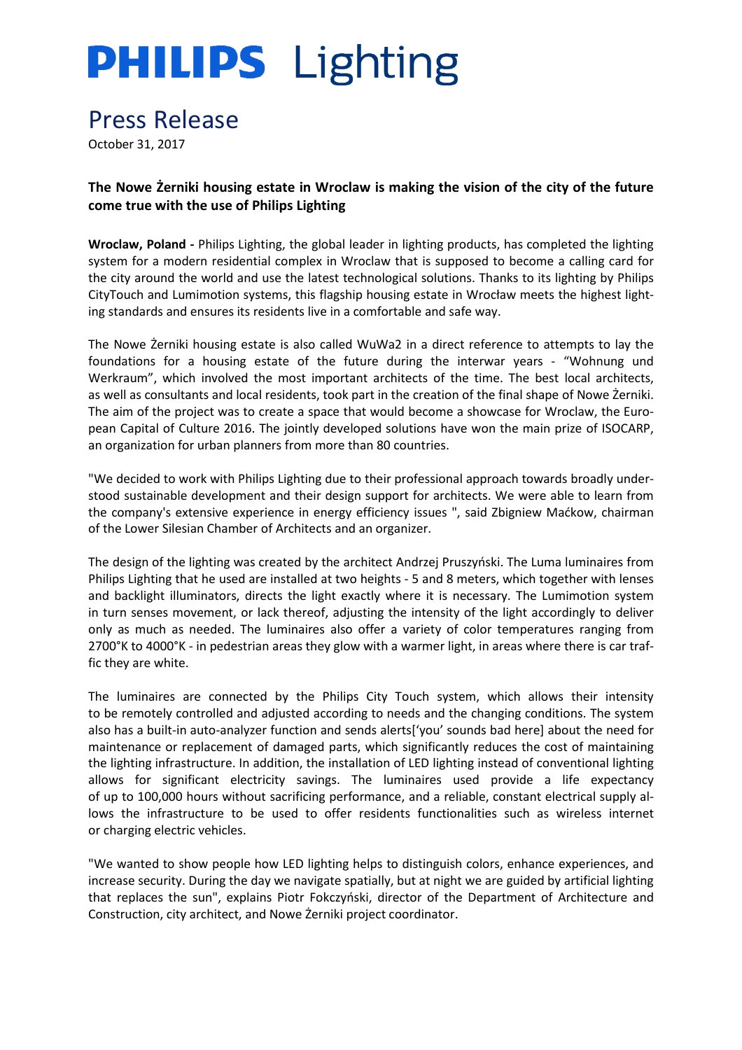# PHILIPS Lighting

## Press Release

October 31, 2017

### The Nowe Żerniki housing estate in Wroclaw is making the vision of the city of the future come true with the use of Philips Lighting

**Wroclaw, Poland -** Philips Lighting, the global leader in lighting products, has completed the lighting system for a modern residential complex in Wroclaw that is supposed to become a calling card for the city around the world and use the latest technological solutions. Thanks to its lighting by Philips CityTouch and Lumimotion systems, this flagship housing estate in Wrocław meets the highest lighting standards and ensures its residents live in a comfortable and safe way.

The Nowe Żerniki housing estate is also called WuWa2 in a direct reference to attempts to lay the foundations for a housing estate of the future during the interwar years - "Wohnung und Werkraum", which involved the most important architects of the time. The best local architects, as well as consultants and local residents, took part in the creation of the final shape of Nowe Żerniki. The aim of the project was to create a space that would become a showcase for Wroclaw, the European Capital of Culture 2016. The jointly developed solutions have won the main prize of ISOCARP, an organization for urban planners from more than 80 countries.

"We decided to work with Philips Lighting due to their professional approach towards broadly understood sustainable development and their design support for architects. We were able to learn from the company's extensive experience in energy efficiency issues ", said Zbigniew Maćkow, chairman of the Lower Silesian Chamber of Architects and an organizer.

The design of the lighting was created by the architect Andrzej Pruszyński. The Luma luminaires from Philips Lighting that he used are installed at two heights - 5 and 8 meters, which together with lenses and backlight illuminators, directs the light exactly where it is necessary. The Lumimotion system in turn senses movement, or lack thereof, adjusting the intensity of the light accordingly to deliver only as much as needed. The luminaires also offer a variety of color temperatures ranging from 2700°K to 4000°K - in pedestrian areas they glow with a warmer light, in areas where there is car traffic they are white.

The luminaires are connected by the Philips City Touch system, which allows their intensity to be remotely controlled and adjusted according to needs and the changing conditions. The system also has a built-in auto-analyzer function and sends alerts['you' sounds bad here] about the need for maintenance or replacement of damaged parts, which significantly reduces the cost of maintaining the lighting infrastructure. In addition, the installation of LED lighting instead of conventional lighting allows for significant electricity savings. The luminaires used provide a life expectancy of up to 100,000 hours without sacrificing performance, and a reliable, constant electrical supply allows the infrastructure to be used to offer residents functionalities such as wireless internet or charging electric vehicles.

"We wanted to show people how LED lighting helps to distinguish colors, enhance experiences, and increase security. During the day we navigate spatially, but at night we are guided by artificial lighting that replaces the sun", explains Piotr Fokczyński, director of the Department of Architecture and Construction, city architect, and Nowe Żerniki project coordinator.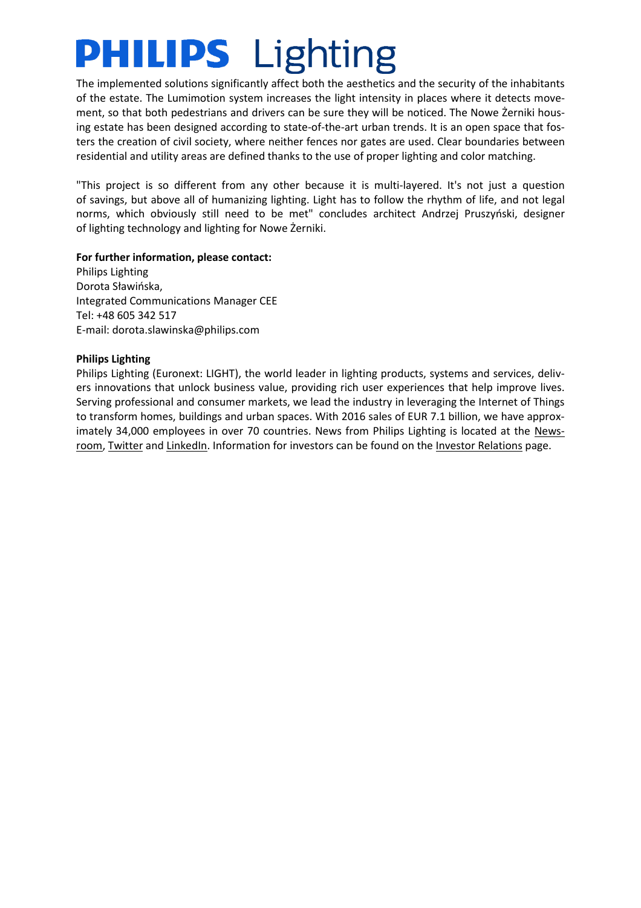The implemented solutions significantly affect both the aesthetics and the security of the inhabitants of the estate. The Lumimotion system increases the light intensity in places where it detects movement, so that both pedestrians and drivers can be sure they will be noticed. The Nowe Żerniki housing estate has been designed according to state-of-the-art urban trends. It is an open space that fosters the creation of civil society, where neither fences nor gates are used. Clear boundaries between residential and utility areas are defined thanks to the use of proper lighting and color matching.

"This project is so different from any other because it is multi-layered. It's not just a question of savings, but above all of humanizing lighting. Light has to follow the rhythm of life, and not legal norms, which obviously still need to be met" concludes architect Andrzej Pruszyński, designer of lighting technology and lighting for Nowe Żerniki.

**For further information, please contact:**
Philips Lighting
Dorota Sławińska,
Integrated Communications Manager CEE
Tel: +48 605 342 517
E-mail: dorota.slawinska@philips.com

**Philips Lighting**
Philips Lighting (Euronext: LIGHT), the world leader in lighting products, systems and services, delivers innovations that unlock business value, providing rich user experiences that help improve lives. Serving professional and consumer markets, we lead the industry in leveraging the Internet of Things to transform homes, buildings and urban spaces. With 2016 sales of EUR 7.1 billion, we have approximately 34,000 employees in over 70 countries. News from Philips Lighting is located at the Newsroom, Twitter and LinkedIn. Information for investors can be found on the Investor Relations page.